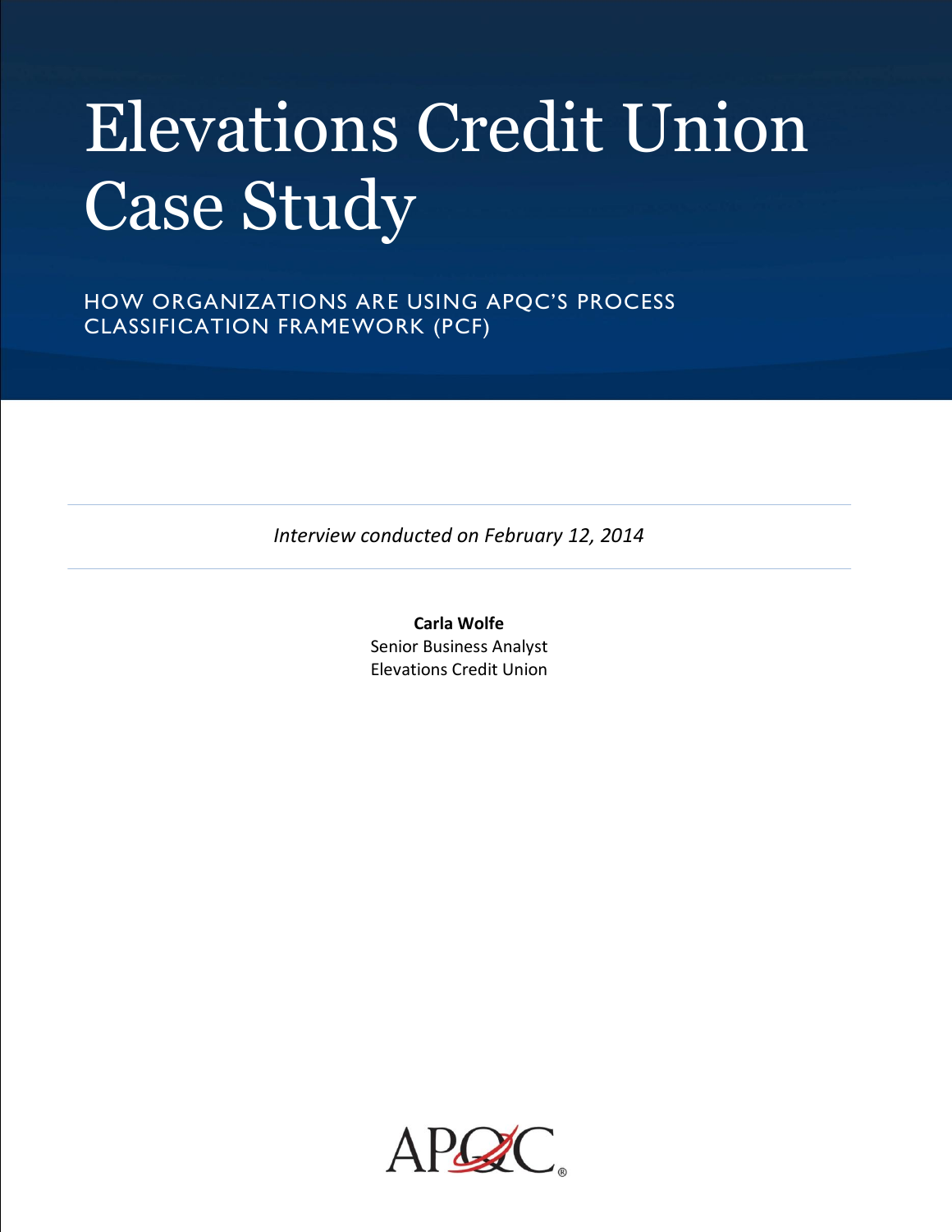# Elevations Credit Union Case Study

HOW ORGANIZATIONS ARE USING APQC'S PROCESS CLASSIFICATION FRAMEWORK (PCF)

*Interview conducted on February 12, 2014*

**Carla Wolfe**
Senior Business Analyst
Elevations Credit Union

APQC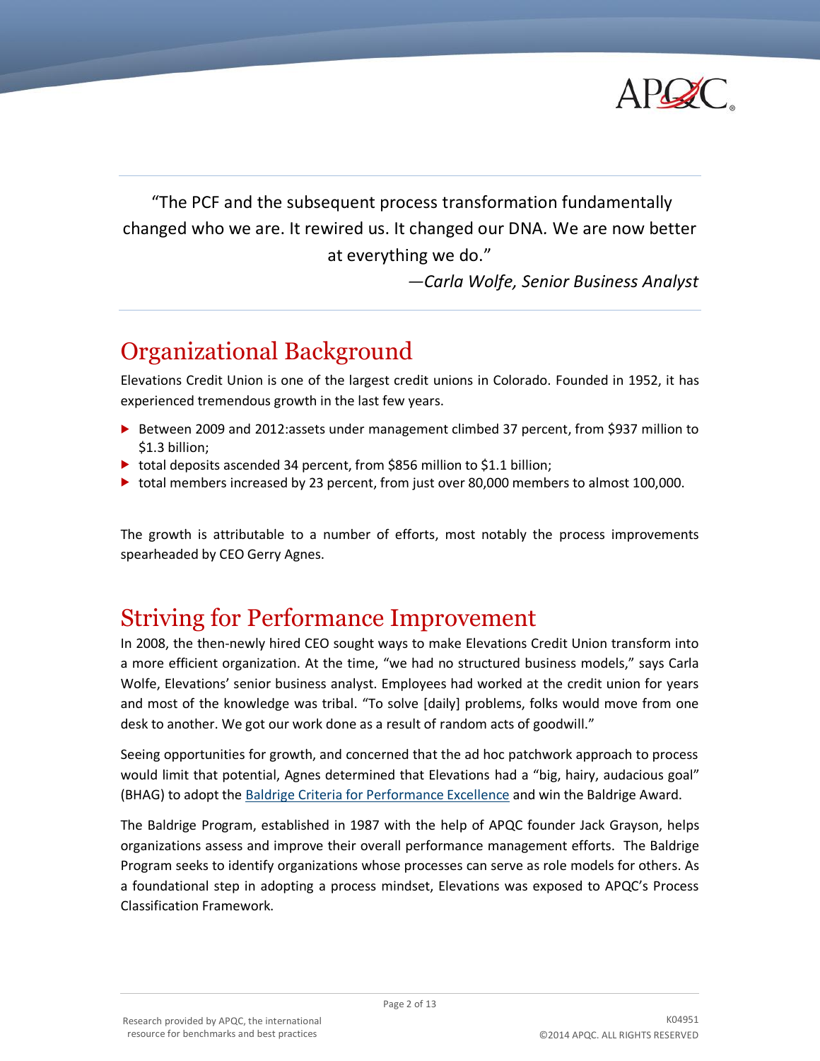"The PCF and the subsequent process transformation fundamentally changed who we are. It rewired us. It changed our DNA. We are now better at everything we do."

—*Carla Wolfe, Senior Business Analyst*

# Organizational Background

Elevations Credit Union is one of the largest credit unions in Colorado. Founded in 1952, it has experienced tremendous growth in the last few years.

- Between 2009 and 2012:assets under management climbed 37 percent, from $937 million to $1.3 billion;
- total deposits ascended 34 percent, from $856 million to $1.1 billion;
- total members increased by 23 percent, from just over 80,000 members to almost 100,000.

The growth is attributable to a number of efforts, most notably the process improvements spearheaded by CEO Gerry Agnes.

# Striving for Performance Improvement

In 2008, the then-newly hired CEO sought ways to make Elevations Credit Union transform into a more efficient organization. At the time, "we had no structured business models," says Carla Wolfe, Elevations' senior business analyst. Employees had worked at the credit union for years and most of the knowledge was tribal. "To solve [daily] problems, folks would move from one desk to another. We got our work done as a result of random acts of goodwill."

Seeing opportunities for growth, and concerned that the ad hoc patchwork approach to process would limit that potential, Agnes determined that Elevations had a "big, hairy, audacious goal" (BHAG) to adopt the Baldrige Criteria for Performance Excellence and win the Baldrige Award.

The Baldrige Program, established in 1987 with the help of APQC founder Jack Grayson, helps organizations assess and improve their overall performance management efforts. The Baldrige Program seeks to identify organizations whose processes can serve as role models for others. As a foundational step in adopting a process mindset, Elevations was exposed to APQC's Process Classification Framework.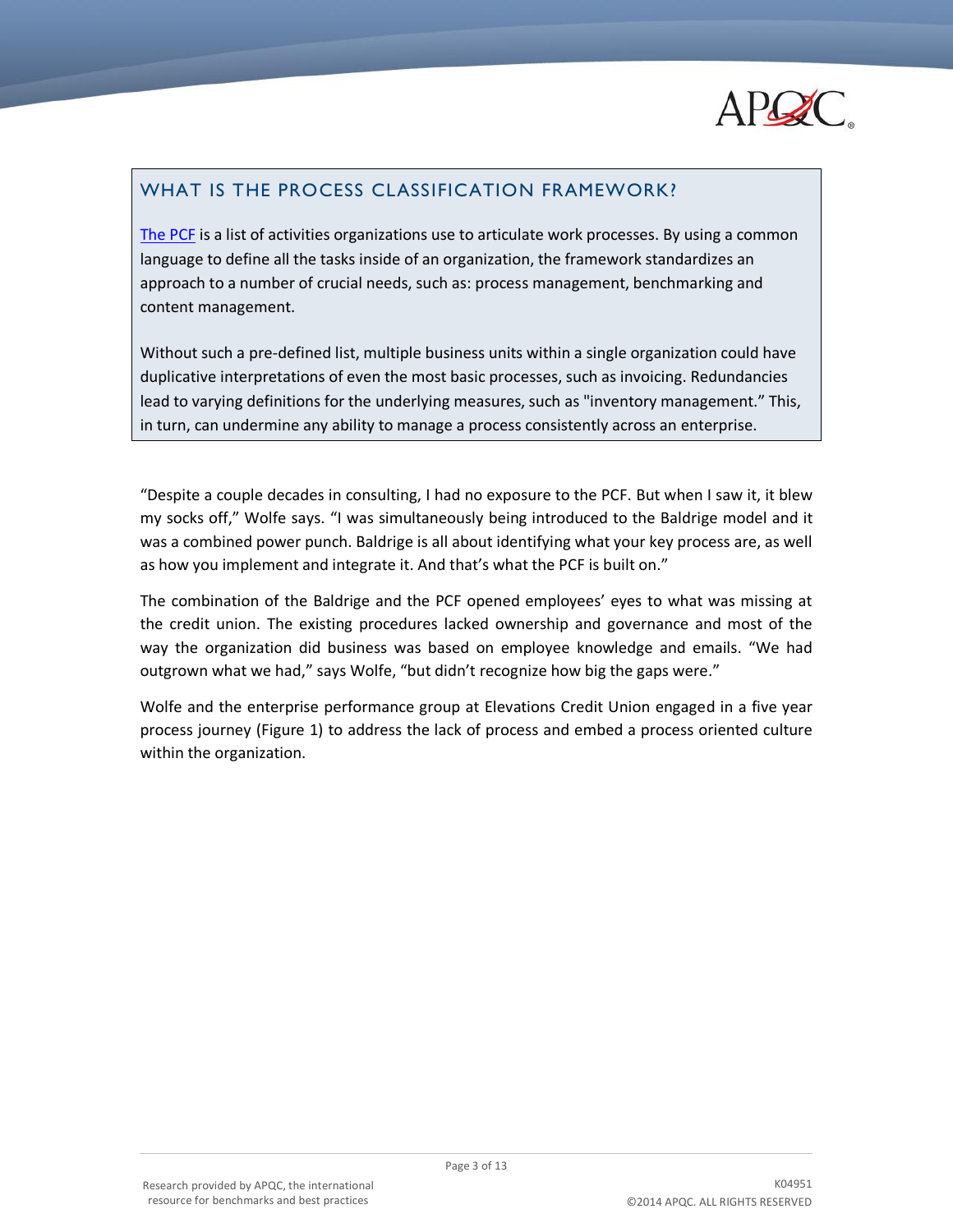## WHAT IS THE PROCESS CLASSIFICATION FRAMEWORK?

The PCF is a list of activities organizations use to articulate work processes. By using a common language to define all the tasks inside of an organization, the framework standardizes an approach to a number of crucial needs, such as: process management, benchmarking and content management.

Without such a pre-defined list, multiple business units within a single organization could have duplicative interpretations of even the most basic processes, such as invoicing. Redundancies lead to varying definitions for the underlying measures, such as "inventory management." This, in turn, can undermine any ability to manage a process consistently across an enterprise.

"Despite a couple decades in consulting, I had no exposure to the PCF. But when I saw it, it blew my socks off," Wolfe says. "I was simultaneously being introduced to the Baldrige model and it was a combined power punch. Baldrige is all about identifying what your key process are, as well as how you implement and integrate it. And that's what the PCF is built on."

The combination of the Baldrige and the PCF opened employees' eyes to what was missing at the credit union. The existing procedures lacked ownership and governance and most of the way the organization did business was based on employee knowledge and emails. "We had outgrown what we had," says Wolfe, "but didn't recognize how big the gaps were."

Wolfe and the enterprise performance group at Elevations Credit Union engaged in a five year process journey (Figure 1) to address the lack of process and embed a process oriented culture within the organization.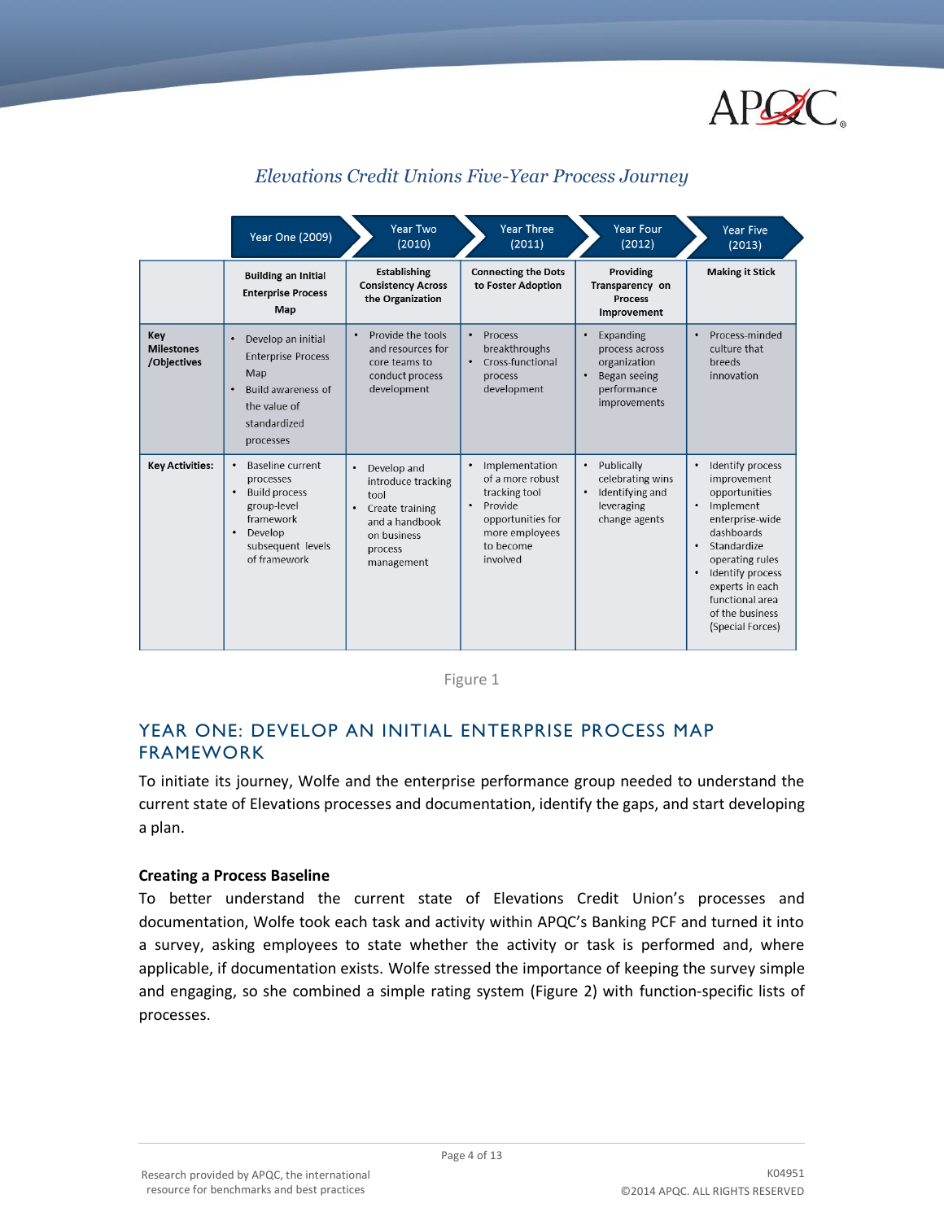*Elevations Credit Unions Five-Year Process Journey*

| | Year One (2009) | Year Two (2010) | Year Three (2011) | Year Four (2012) | Year Five (2013) |
|---|---|---|---|---|---|
| | **Building an Initial Enterprise Process Map** | **Establishing Consistency Across the Organization** | **Connecting the Dots to Foster Adoption** | **Providing Transparency on Process Improvement** | **Making it Stick** |
| **Key Milestones /Objectives** | • Develop an initial Enterprise Process Map<br>• Build awareness of the value of standardized processes | • Provide the tools and resources for core teams to conduct process development | • Process breakthroughs<br>• Cross-functional process development | • Expanding process across organization<br>• Began seeing performance improvements | • Process-minded culture that breeds innovation |
| **Key Activities:** | • Baseline current processes<br>• Build process group-level framework<br>• Develop subsequent levels of framework | • Develop and introduce tracking tool<br>• Create training and a handbook on business process management | • Implementation of a more robust tracking tool<br>• Provide opportunities for more employees to become involved | • Publically celebrating wins<br>• Identifying and leveraging change agents | • Identify process improvement opportunities<br>• Implement enterprise-wide dashboards<br>• Standardize operating rules<br>• Identify process experts in each functional area of the business (Special Forces) |

Figure 1

## YEAR ONE: DEVELOP AN INITIAL ENTERPRISE PROCESS MAP FRAMEWORK

To initiate its journey, Wolfe and the enterprise performance group needed to understand the current state of Elevations processes and documentation, identify the gaps, and start developing a plan.

**Creating a Process Baseline**

To better understand the current state of Elevations Credit Union's processes and documentation, Wolfe took each task and activity within APQC's Banking PCF and turned it into a survey, asking employees to state whether the activity or task is performed and, where applicable, if documentation exists. Wolfe stressed the importance of keeping the survey simple and engaging, so she combined a simple rating system (Figure 2) with function-specific lists of processes.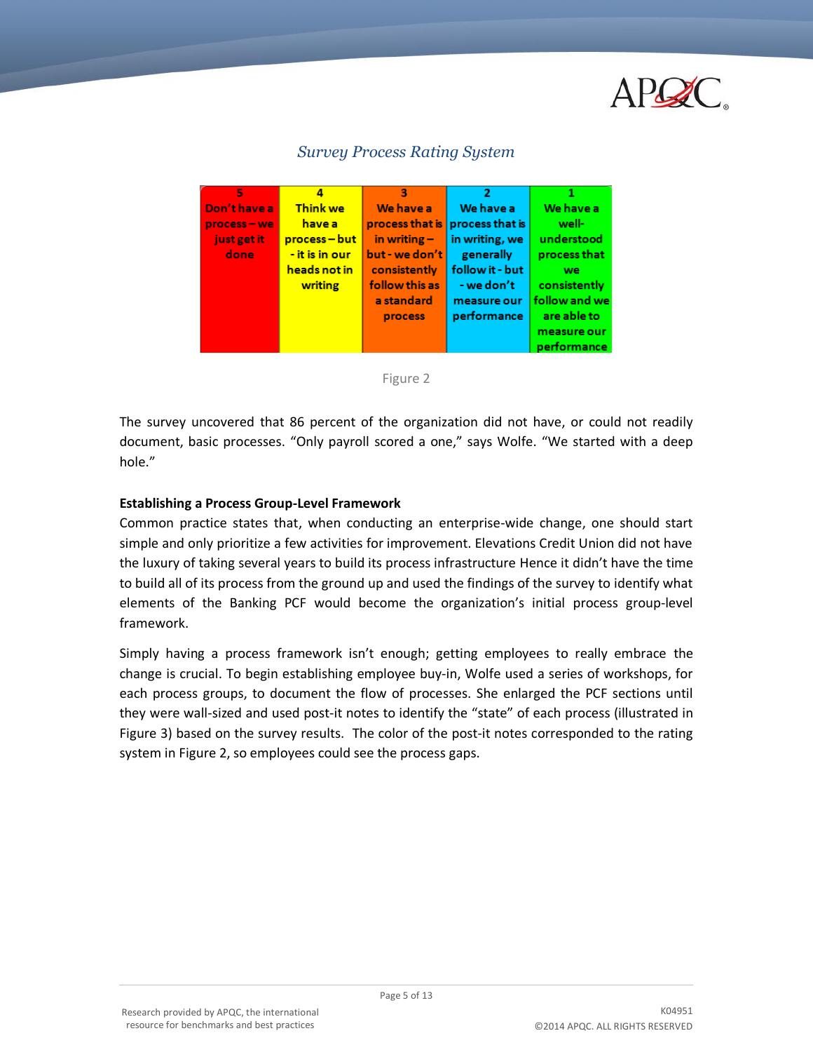*Survey Process Rating System*

| 5 | 4 | 3 | 2 | 1 |
|---|---|---|---|---|
| Don't have a process – we just get it done | Think we have a process – but - it is in our heads not in writing | We have a process that is in writing – but - we don't consistently follow this as a standard process | We have a process that is in writing, we generally follow it - but - we don't measure our performance | We have a well-understood process that we consistently follow and we are able to measure our performance |

Figure 2

The survey uncovered that 86 percent of the organization did not have, or could not readily document, basic processes. "Only payroll scored a one," says Wolfe. "We started with a deep hole."

**Establishing a Process Group-Level Framework**

Common practice states that, when conducting an enterprise-wide change, one should start simple and only prioritize a few activities for improvement. Elevations Credit Union did not have the luxury of taking several years to build its process infrastructure Hence it didn't have the time to build all of its process from the ground up and used the findings of the survey to identify what elements of the Banking PCF would become the organization's initial process group-level framework.

Simply having a process framework isn't enough; getting employees to really embrace the change is crucial. To begin establishing employee buy-in, Wolfe used a series of workshops, for each process groups, to document the flow of processes. She enlarged the PCF sections until they were wall-sized and used post-it notes to identify the "state" of each process (illustrated in Figure 3) based on the survey results. The color of the post-it notes corresponded to the rating system in Figure 2, so employees could see the process gaps.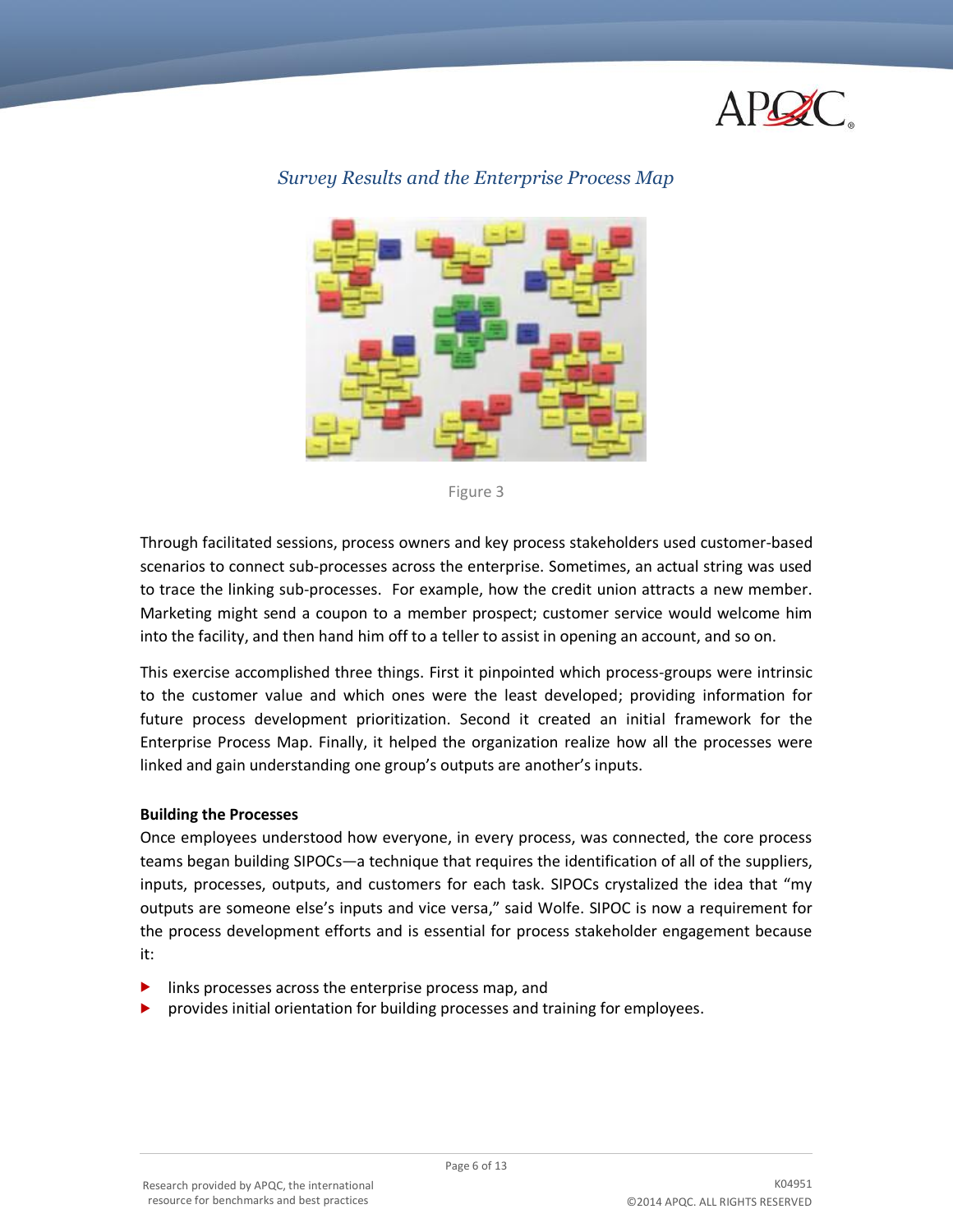*Survey Results and the Enterprise Process Map*

Figure 3

Through facilitated sessions, process owners and key process stakeholders used customer-based scenarios to connect sub-processes across the enterprise. Sometimes, an actual string was used to trace the linking sub-processes. For example, how the credit union attracts a new member. Marketing might send a coupon to a member prospect; customer service would welcome him into the facility, and then hand him off to a teller to assist in opening an account, and so on.

This exercise accomplished three things. First it pinpointed which process-groups were intrinsic to the customer value and which ones were the least developed; providing information for future process development prioritization. Second it created an initial framework for the Enterprise Process Map. Finally, it helped the organization realize how all the processes were linked and gain understanding one group's outputs are another's inputs.

**Building the Processes**

Once employees understood how everyone, in every process, was connected, the core process teams began building SIPOCs—a technique that requires the identification of all of the suppliers, inputs, processes, outputs, and customers for each task. SIPOCs crystalized the idea that "my outputs are someone else's inputs and vice versa," said Wolfe. SIPOC is now a requirement for the process development efforts and is essential for process stakeholder engagement because it:

- links processes across the enterprise process map, and
- provides initial orientation for building processes and training for employees.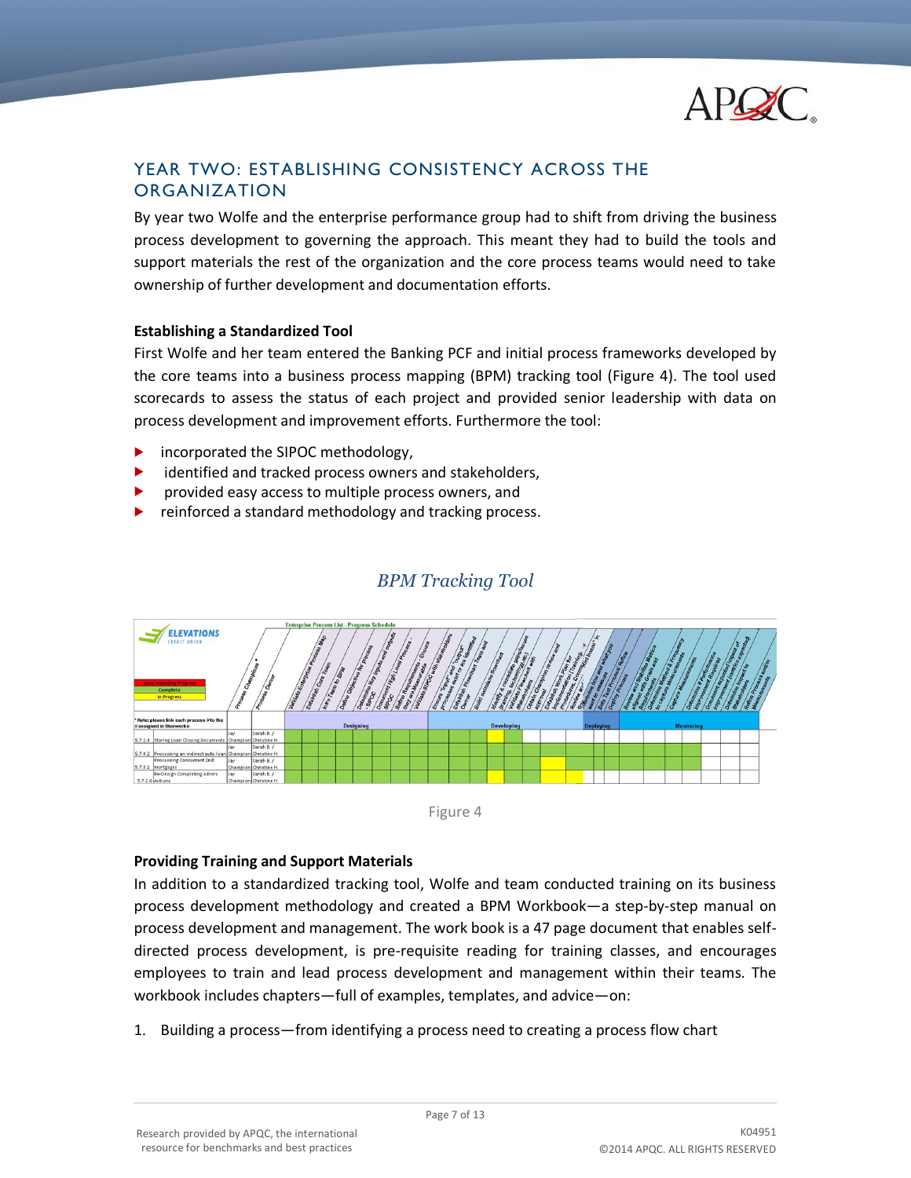## YEAR TWO: ESTABLISHING CONSISTENCY ACROSS THE ORGANIZATION

By year two Wolfe and the enterprise performance group had to shift from driving the business process development to governing the approach. This meant they had to build the tools and support materials the rest of the organization and the core process teams would need to take ownership of further development and documentation efforts.

**Establishing a Standardized Tool**

First Wolfe and her team entered the Banking PCF and initial process frameworks developed by the core teams into a business process mapping (BPM) tracking tool (Figure 4). The tool used scorecards to assess the status of each project and provided senior leadership with data on process development and improvement efforts. Furthermore the tool:

- incorporated the SIPOC methodology,
- identified and tracked process owners and stakeholders,
- provided easy access to multiple process owners, and
- reinforced a standard methodology and tracking process.

*BPM Tracking Tool*

Figure 4

**Providing Training and Support Materials**

In addition to a standardized tracking tool, Wolfe and team conducted training on its business process development methodology and created a BPM Workbook—a step-by-step manual on process development and management. The work book is a 47 page document that enables self-directed process development, is pre-requisite reading for training classes, and encourages employees to train and lead process development and management within their teams. The workbook includes chapters—full of examples, templates, and advice—on:

1. Building a process—from identifying a process need to creating a process flow chart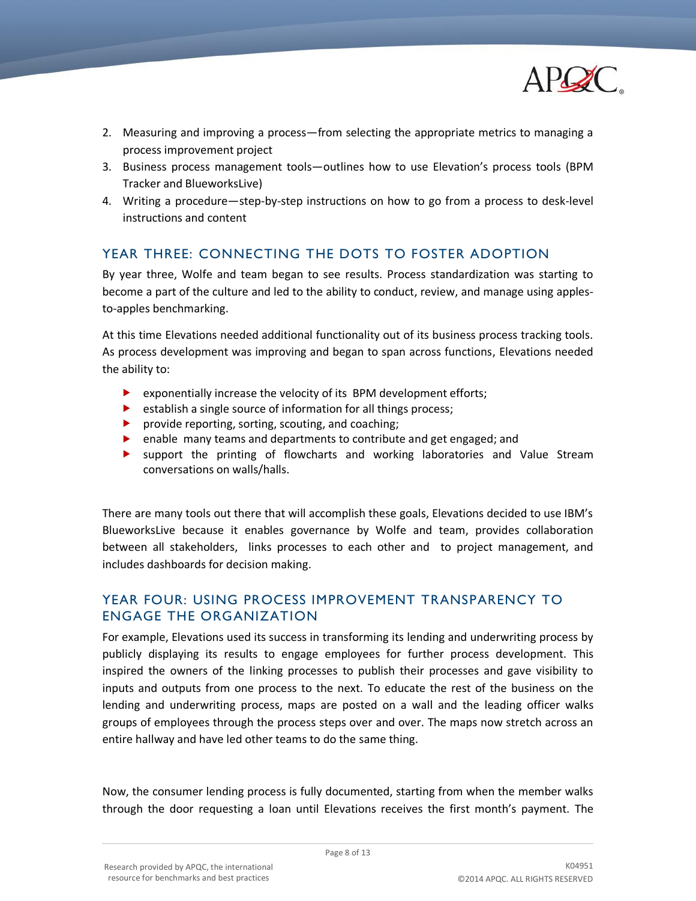2. Measuring and improving a process—from selecting the appropriate metrics to managing a process improvement project
3. Business process management tools—outlines how to use Elevation's process tools (BPM Tracker and BlueworksLive)
4. Writing a procedure—step-by-step instructions on how to go from a process to desk-level instructions and content

## YEAR THREE: CONNECTING THE DOTS TO FOSTER ADOPTION

By year three, Wolfe and team began to see results. Process standardization was starting to become a part of the culture and led to the ability to conduct, review, and manage using apples-to-apples benchmarking.

At this time Elevations needed additional functionality out of its business process tracking tools. As process development was improving and began to span across functions, Elevations needed the ability to:

- exponentially increase the velocity of its BPM development efforts;
- establish a single source of information for all things process;
- provide reporting, sorting, scouting, and coaching;
- enable many teams and departments to contribute and get engaged; and
- support the printing of flowcharts and working laboratories and Value Stream conversations on walls/halls.

There are many tools out there that will accomplish these goals, Elevations decided to use IBM's BlueworksLive because it enables governance by Wolfe and team, provides collaboration between all stakeholders, links processes to each other and to project management, and includes dashboards for decision making.

## YEAR FOUR: USING PROCESS IMPROVEMENT TRANSPARENCY TO ENGAGE THE ORGANIZATION

For example, Elevations used its success in transforming its lending and underwriting process by publicly displaying its results to engage employees for further process development. This inspired the owners of the linking processes to publish their processes and gave visibility to inputs and outputs from one process to the next. To educate the rest of the business on the lending and underwriting process, maps are posted on a wall and the leading officer walks groups of employees through the process steps over and over. The maps now stretch across an entire hallway and have led other teams to do the same thing.

Now, the consumer lending process is fully documented, starting from when the member walks through the door requesting a loan until Elevations receives the first month's payment. The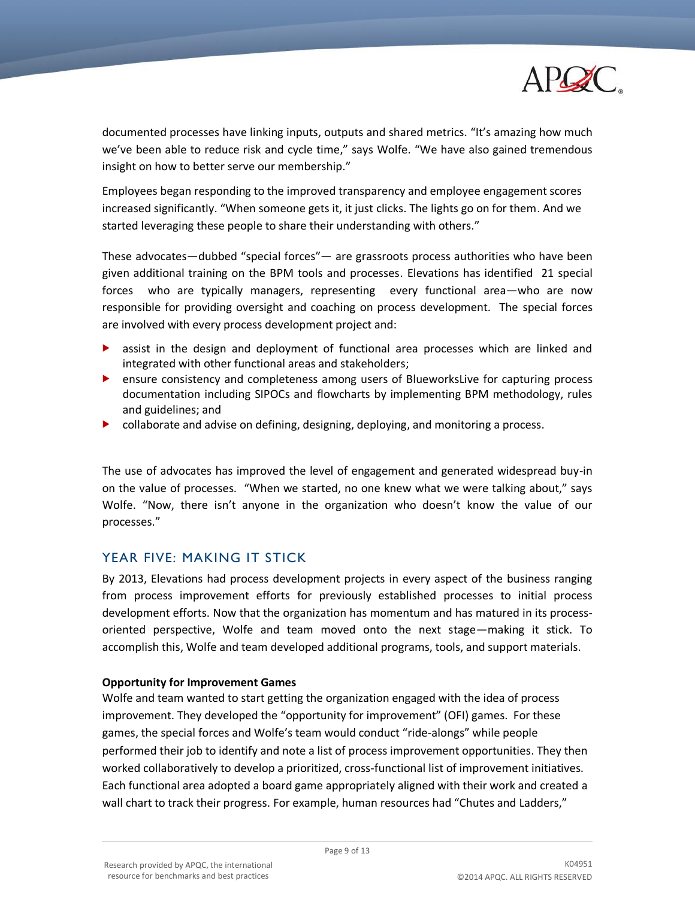documented processes have linking inputs, outputs and shared metrics. “It’s amazing how much we’ve been able to reduce risk and cycle time,” says Wolfe. “We have also gained tremendous insight on how to better serve our membership.”

Employees began responding to the improved transparency and employee engagement scores increased significantly. “When someone gets it, it just clicks. The lights go on for them. And we started leveraging these people to share their understanding with others.”

These advocates—dubbed “special forces”— are grassroots process authorities who have been given additional training on the BPM tools and processes. Elevations has identified 21 special forces who are typically managers, representing every functional area—who are now responsible for providing oversight and coaching on process development. The special forces are involved with every process development project and:

- assist in the design and deployment of functional area processes which are linked and integrated with other functional areas and stakeholders;
- ensure consistency and completeness among users of BlueworksLive for capturing process documentation including SIPOCs and flowcharts by implementing BPM methodology, rules and guidelines; and
- collaborate and advise on defining, designing, deploying, and monitoring a process.

The use of advocates has improved the level of engagement and generated widespread buy-in on the value of processes. “When we started, no one knew what we were talking about,” says Wolfe. “Now, there isn’t anyone in the organization who doesn’t know the value of our processes.”

## YEAR FIVE: MAKING IT STICK

By 2013, Elevations had process development projects in every aspect of the business ranging from process improvement efforts for previously established processes to initial process development efforts. Now that the organization has momentum and has matured in its process-oriented perspective, Wolfe and team moved onto the next stage—making it stick. To accomplish this, Wolfe and team developed additional programs, tools, and support materials.

**Opportunity for Improvement Games**

Wolfe and team wanted to start getting the organization engaged with the idea of process improvement. They developed the “opportunity for improvement” (OFI) games. For these games, the special forces and Wolfe’s team would conduct “ride-alongs” while people performed their job to identify and note a list of process improvement opportunities. They then worked collaboratively to develop a prioritized, cross-functional list of improvement initiatives. Each functional area adopted a board game appropriately aligned with their work and created a wall chart to track their progress. For example, human resources had “Chutes and Ladders,”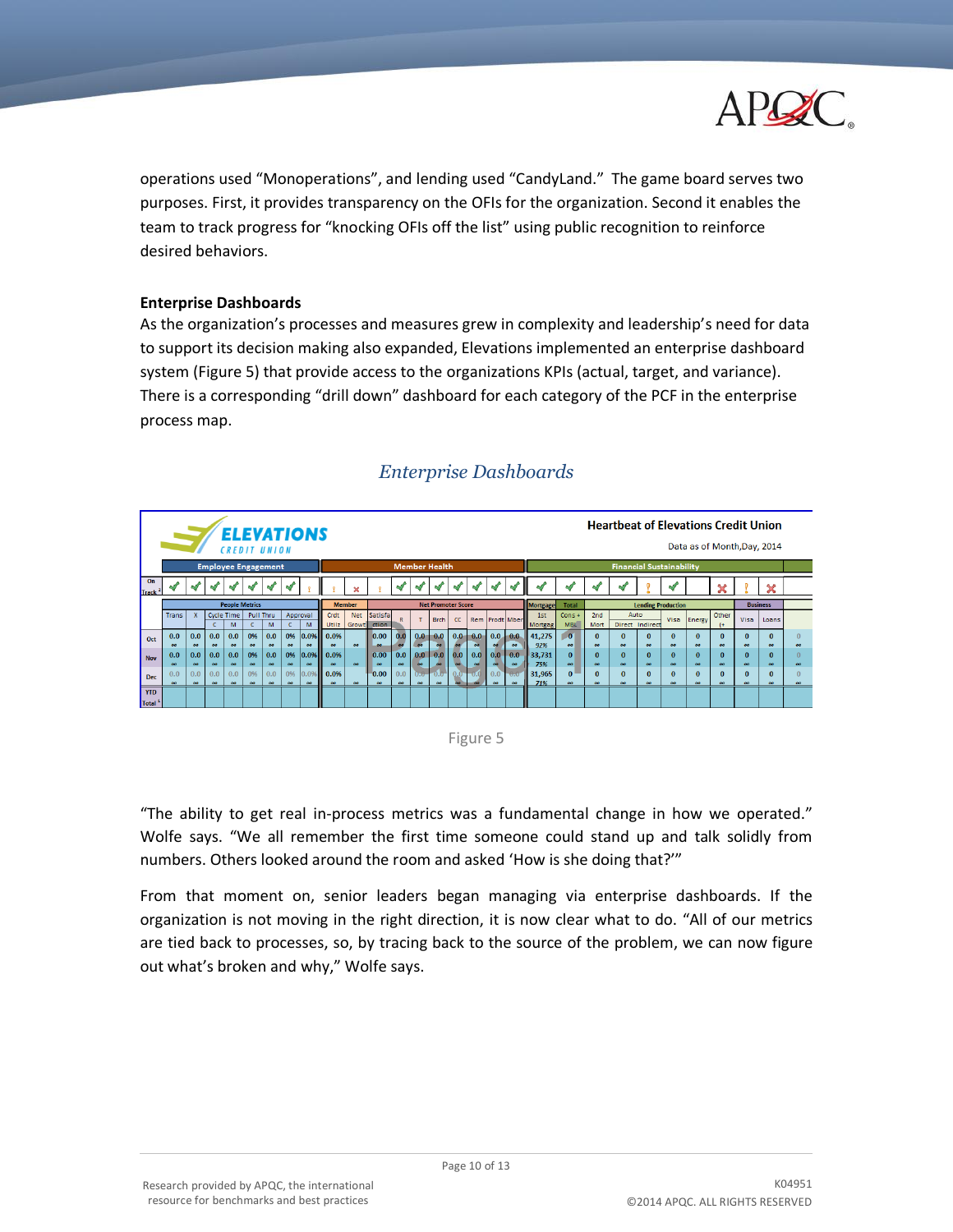operations used "Monoperations", and lending used "CandyLand." The game board serves two purposes. First, it provides transparency on the OFIs for the organization. Second it enables the team to track progress for "knocking OFIs off the list" using public recognition to reinforce desired behaviors.

**Enterprise Dashboards**

As the organization's processes and measures grew in complexity and leadership's need for data to support its decision making also expanded, Elevations implemented an enterprise dashboard system (Figure 5) that provide access to the organizations KPIs (actual, target, and variance). There is a corresponding "drill down" dashboard for each category of the PCF in the enterprise process map.

*Enterprise Dashboards*

Figure 5

"The ability to get real in-process metrics was a fundamental change in how we operated." Wolfe says. "We all remember the first time someone could stand up and talk solidly from numbers. Others looked around the room and asked 'How is she doing that?'"

From that moment on, senior leaders began managing via enterprise dashboards. If the organization is not moving in the right direction, it is now clear what to do. "All of our metrics are tied back to processes, so, by tracing back to the source of the problem, we can now figure out what's broken and why," Wolfe says.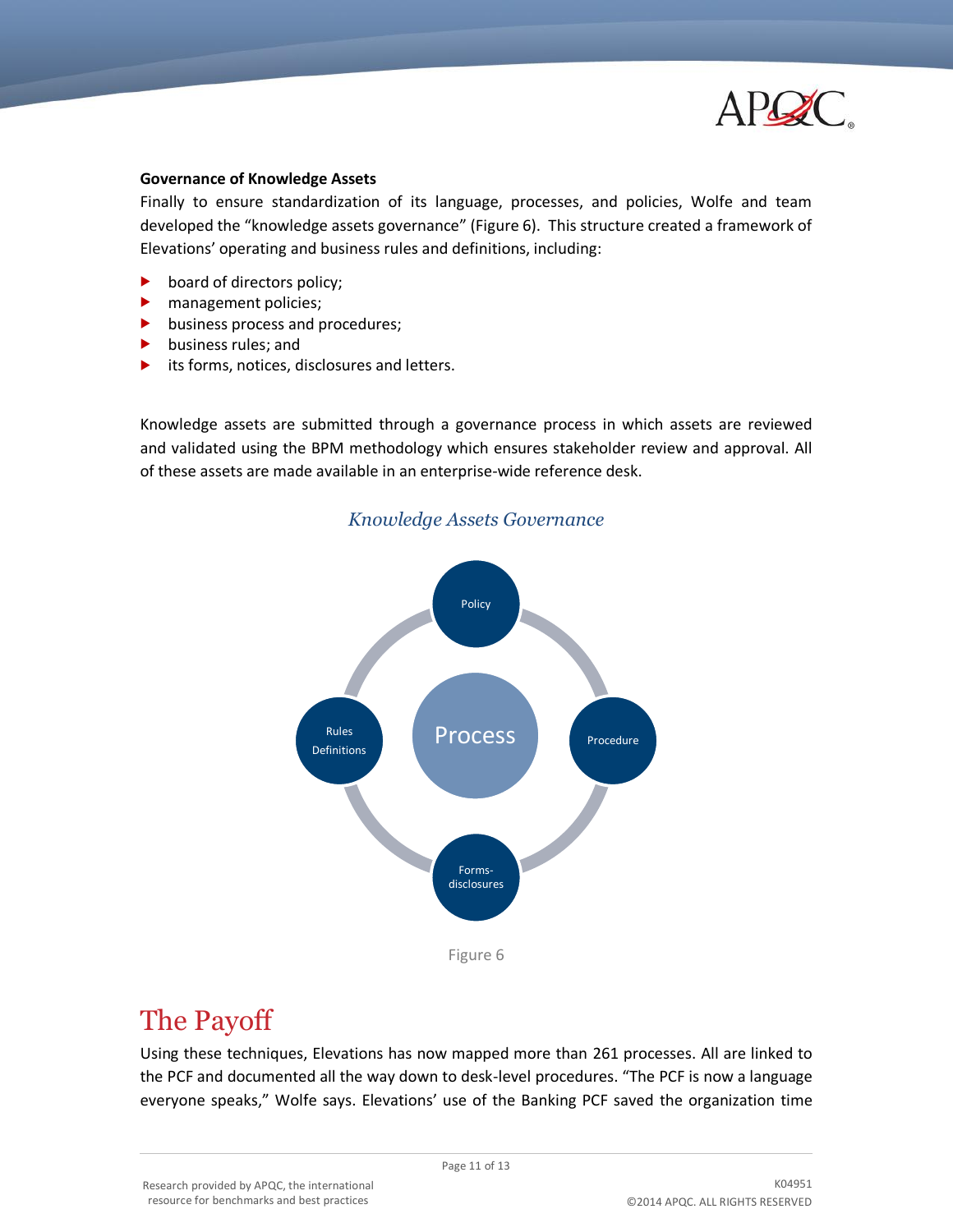**Governance of Knowledge Assets**

Finally to ensure standardization of its language, processes, and policies, Wolfe and team developed the "knowledge assets governance" (Figure 6). This structure created a framework of Elevations' operating and business rules and definitions, including:

- board of directors policy;
- management policies;
- business process and procedures;
- business rules; and
- its forms, notices, disclosures and letters.

Knowledge assets are submitted through a governance process in which assets are reviewed and validated using the BPM methodology which ensures stakeholder review and approval. All of these assets are made available in an enterprise-wide reference desk.

*Knowledge Assets Governance*

Policy

Rules Definitions

Process

Procedure

Forms-disclosures

Figure 6

# The Payoff

Using these techniques, Elevations has now mapped more than 261 processes. All are linked to the PCF and documented all the way down to desk-level procedures. "The PCF is now a language everyone speaks," Wolfe says. Elevations' use of the Banking PCF saved the organization time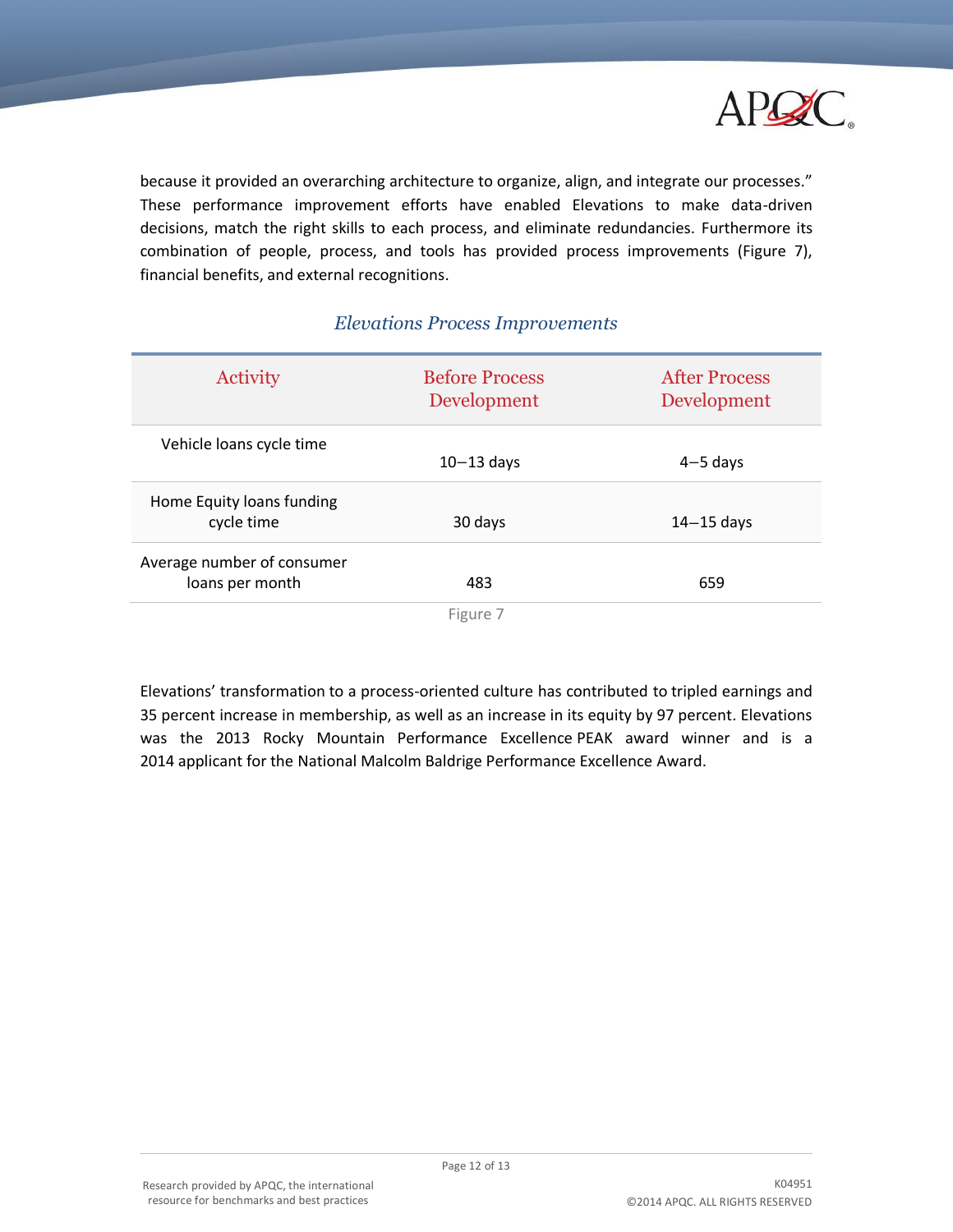because it provided an overarching architecture to organize, align, and integrate our processes." These performance improvement efforts have enabled Elevations to make data-driven decisions, match the right skills to each process, and eliminate redundancies. Furthermore its combination of people, process, and tools has provided process improvements (Figure 7), financial benefits, and external recognitions.

*Elevations Process Improvements*

| Activity | Before Process Development | After Process Development |
| --- | --- | --- |
| Vehicle loans cycle time | 10–13 days | 4–5 days |
| Home Equity loans funding cycle time | 30 days | 14–15 days |
| Average number of consumer loans per month | 483 | 659 |

Figure 7

Elevations' transformation to a process-oriented culture has contributed to tripled earnings and 35 percent increase in membership, as well as an increase in its equity by 97 percent. Elevations was the 2013 Rocky Mountain Performance Excellence PEAK award winner and is a 2014 applicant for the National Malcolm Baldrige Performance Excellence Award.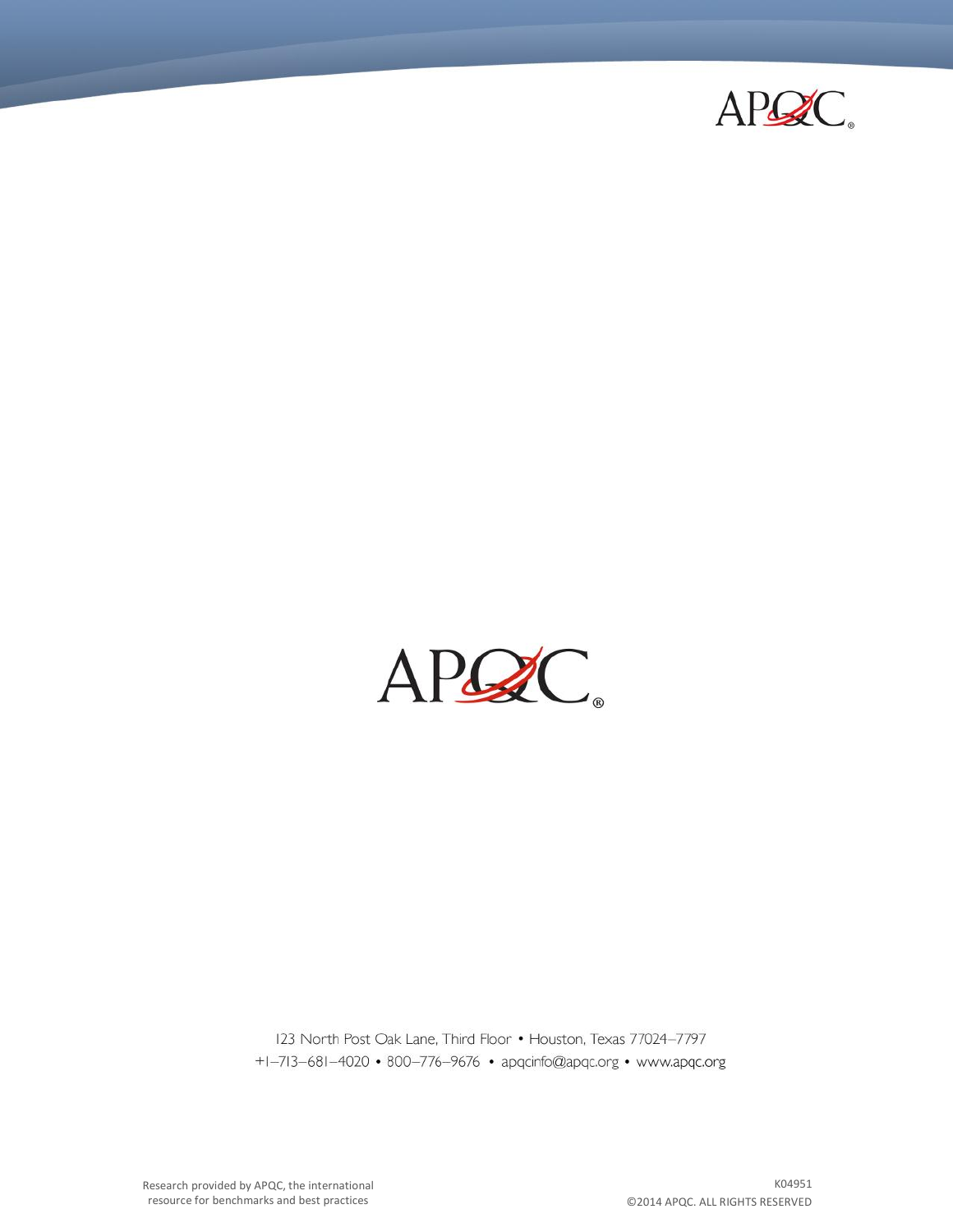APQC®

123 North Post Oak Lane, Third Floor • Houston, Texas 77024–7797
+1–713–681–4020 • 800–776–9676 • apqcinfo@apqc.org • www.apqc.org

Research provided by APQC, the international resource for benchmarks and best practices

K04951
©2014 APQC. ALL RIGHTS RESERVED